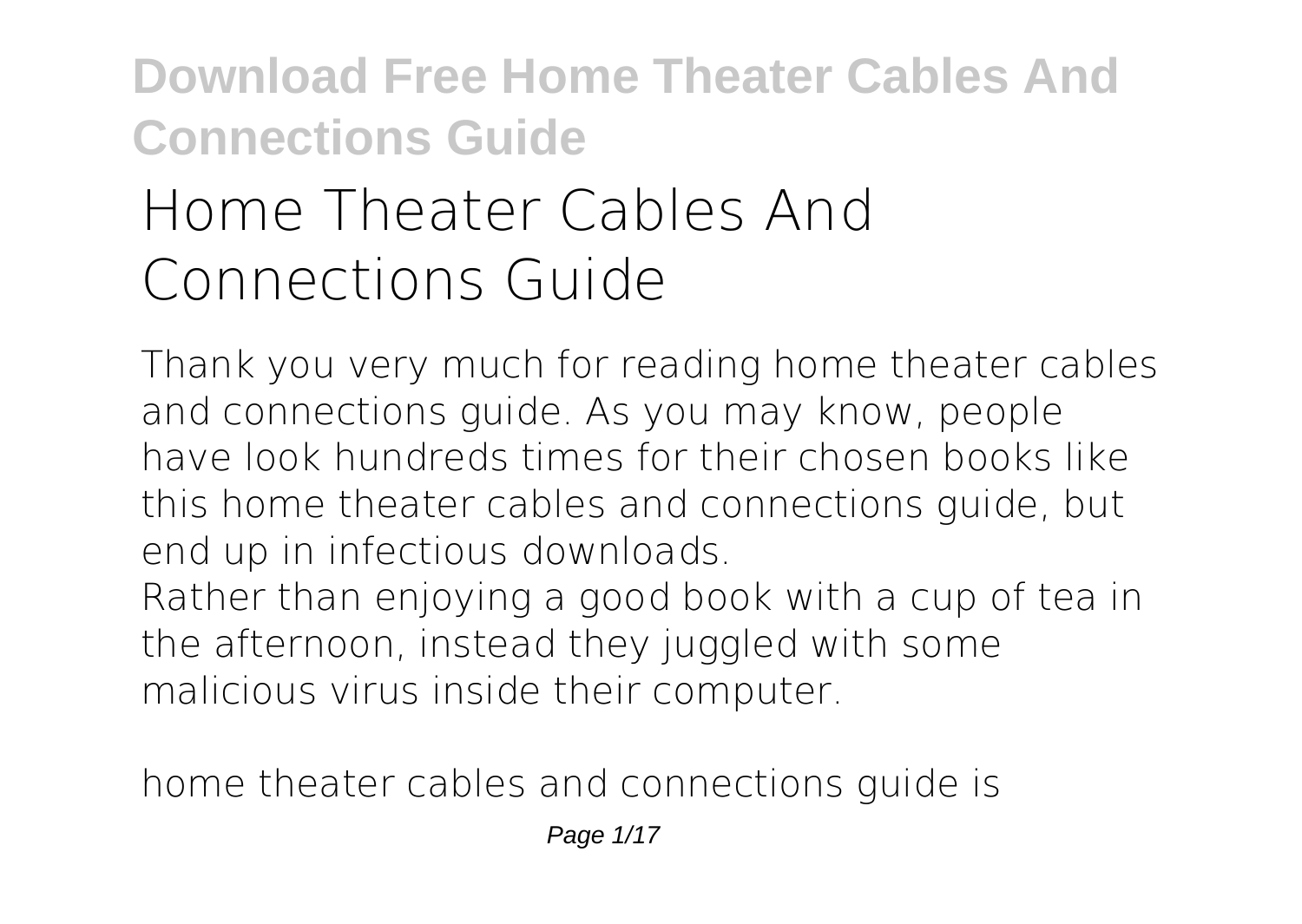# Home Theater Cables And Connections Guide

Thank you very much for reading **home theater cables and connections guide**. As you may know, people have look hundreds times for their chosen books like this home theater cables and connections guide, but end up in infectious downloads.

Rather than enjoying a good book with a cup of tea in the afternoon, instead they juggled with some malicious virus inside their computer.

home theater cables and connections guide is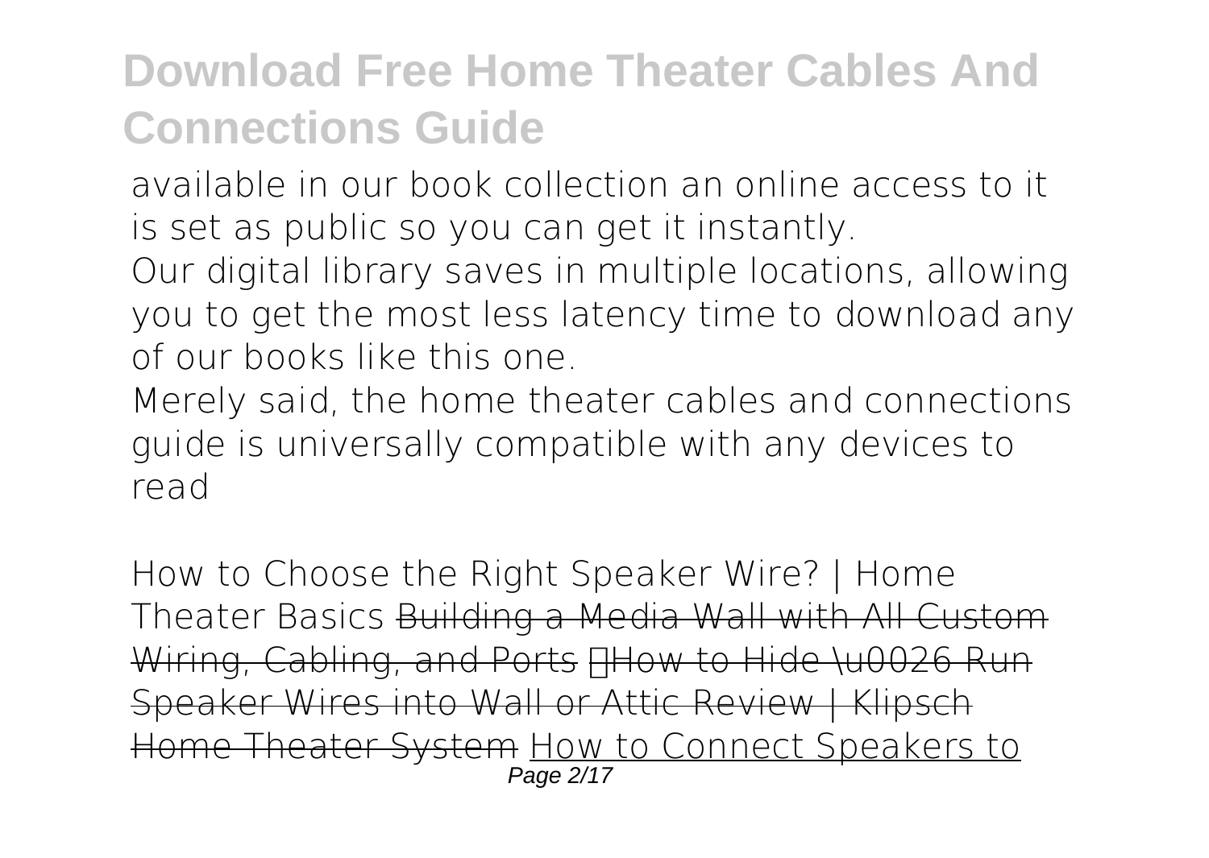available in our book collection an online access to it is set as public so you can get it instantly.

Our digital library saves in multiple locations, allowing you to get the most less latency time to download any of our books like this one.

Merely said, the home theater cables and connections guide is universally compatible with any devices to read

*How to Choose the Right Speaker Wire? | Home Theater Basics* ~~Building a Media Wall with All Custom Wiring, Cabling, and Ports~~ ~~How to Hide \u0026 Run Speaker Wires into Wall or Attic Review | Klipsch Home Theater System~~ How to Connect Speakers to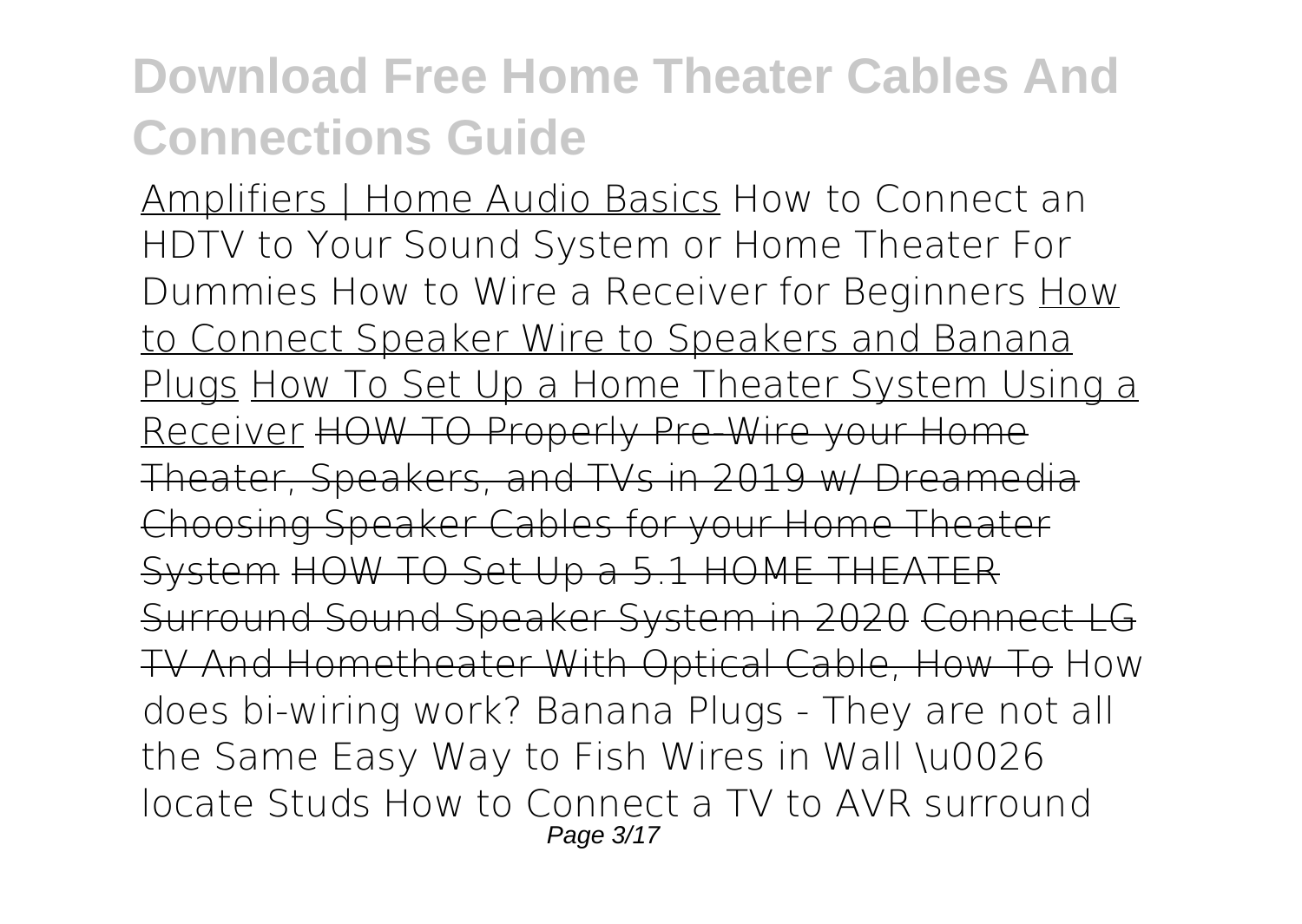# Download Free Home Theater Cables And Connections Guide

Amplifiers | Home Audio Basics How to Connect an HDTV to Your Sound System or Home Theater For Dummies How to Wire a Receiver for Beginners How to Connect Speaker Wire to Speakers and Banana Plugs How To Set Up a Home Theater System Using a Receiver ~~HOW TO Properly Pre-Wire your Home Theater, Speakers, and TVs in 2019 w/ Dreamedia~~ ~~Choosing Speaker Cables for your Home Theater System~~ ~~HOW TO Set Up a 5.1 HOME THEATER Surround Sound Speaker System in 2020~~ ~~Connect LG TV And Hometheater With Optical Cable, How To~~ How does bi-wiring work? Banana Plugs - They are not all the Same Easy Way to Fish Wires in Wall \u0026 locate Studs How to Connect a TV to AVR surround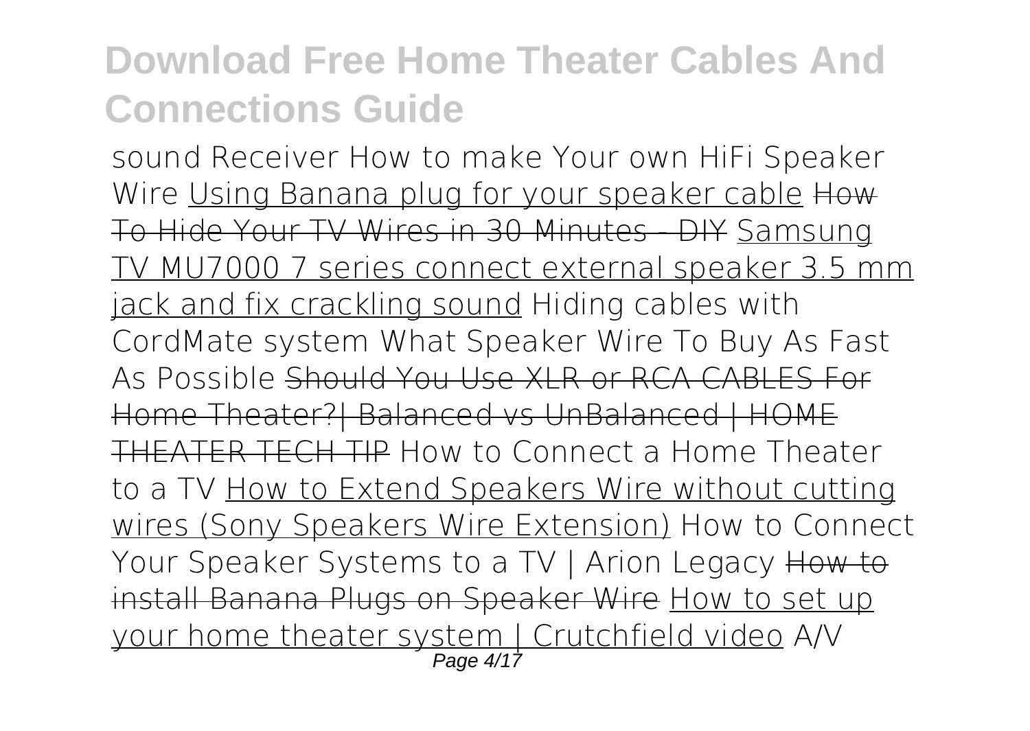sound Receiver How to make Your own HiFi Speaker Wire Using Banana plug for your speaker cable How To Hide Your TV Wires in 30 Minutes - DIY Samsung TV MU7000 7 series connect external speaker 3.5 mm jack and fix crackling sound Hiding cables with CordMate system What Speaker Wire To Buy As Fast As Possible Should You Use XLR or RCA CABLES For Home Theater?| Balanced vs UnBalanced | HOME THEATER TECH TIP How to Connect a Home Theater to a TV How to Extend Speakers Wire without cutting wires (Sony Speakers Wire Extension) How to Connect Your Speaker Systems to a TV | Arion Legacy How to install Banana Plugs on Speaker Wire How to set up your home theater system | Crutchfield video A/V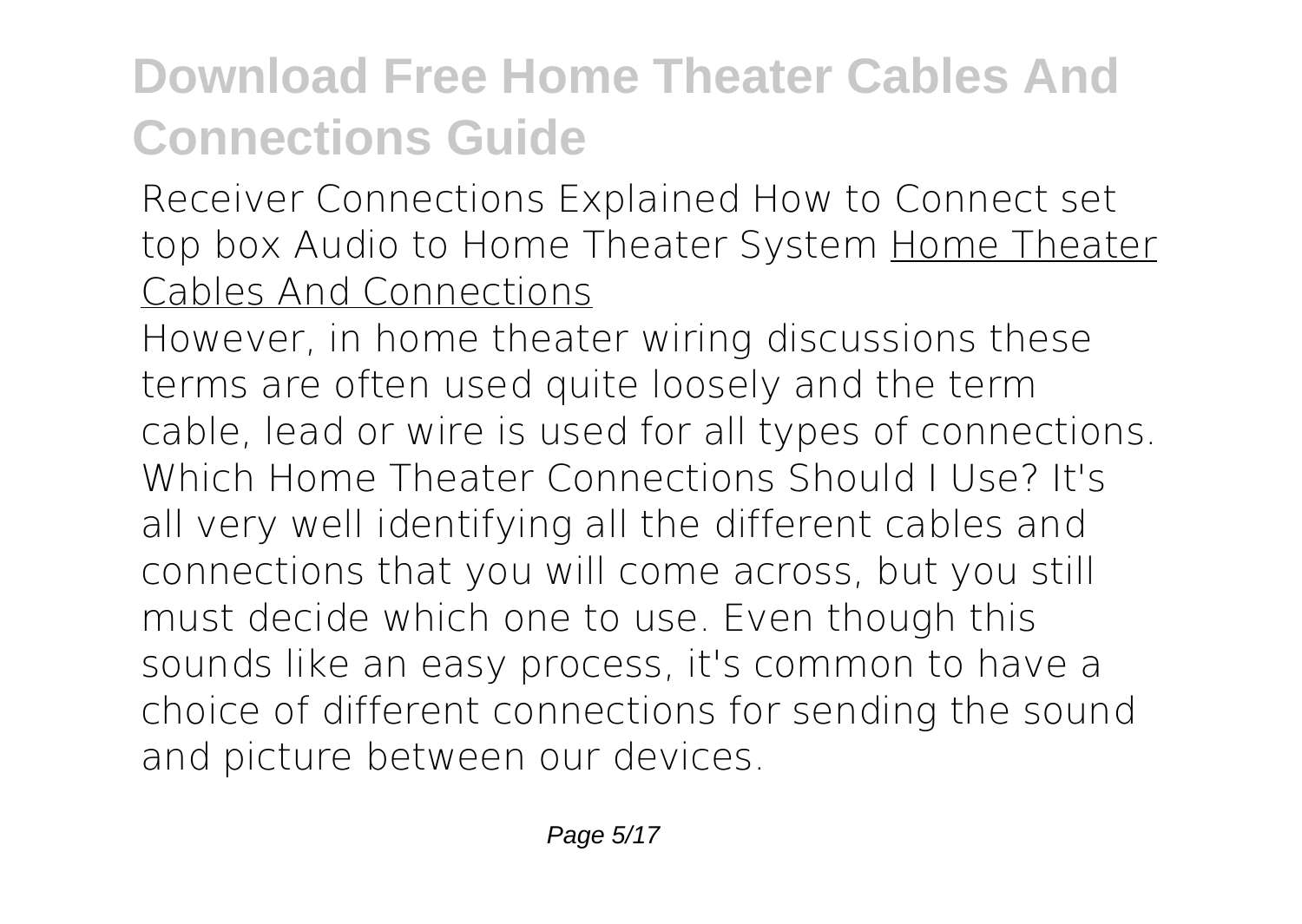Receiver Connections Explained How to Connect set top box Audio to Home Theater System Home Theater Cables And Connections

However, in home theater wiring discussions these terms are often used quite loosely and the term cable, lead or wire is used for all types of connections. Which Home Theater Connections Should I Use? It's all very well identifying all the different cables and connections that you will come across, but you still must decide which one to use. Even though this sounds like an easy process, it's common to have a choice of different connections for sending the sound and picture between our devices.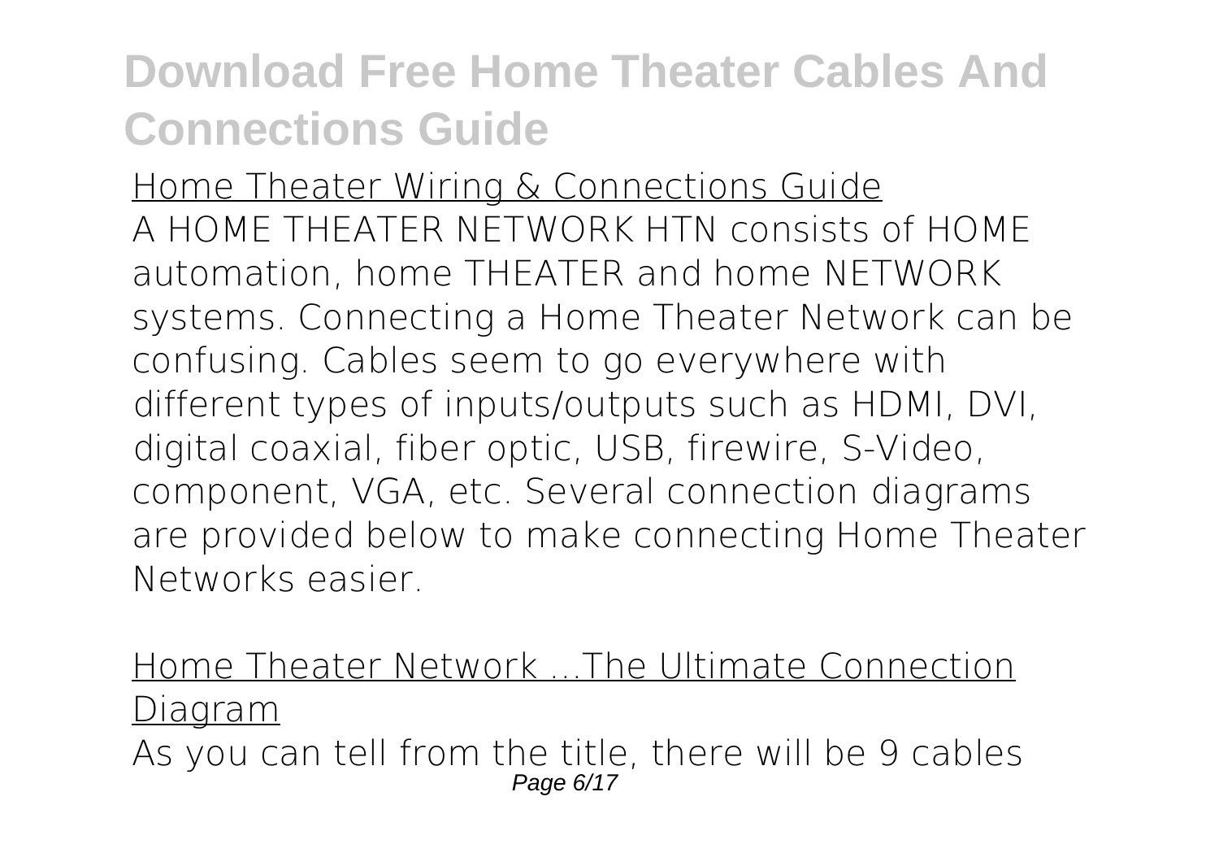Home Theater Wiring & Connections Guide

A HOME THEATER NETWORK HTN consists of HOME automation, home THEATER and home NETWORK systems. Connecting a Home Theater Network can be confusing. Cables seem to go everywhere with different types of inputs/outputs such as HDMI, DVI, digital coaxial, fiber optic, USB, firewire, S-Video, component, VGA, etc. Several connection diagrams are provided below to make connecting Home Theater Networks easier.

Home Theater Network ...The Ultimate Connection Diagram

As you can tell from the title, there will be 9 cables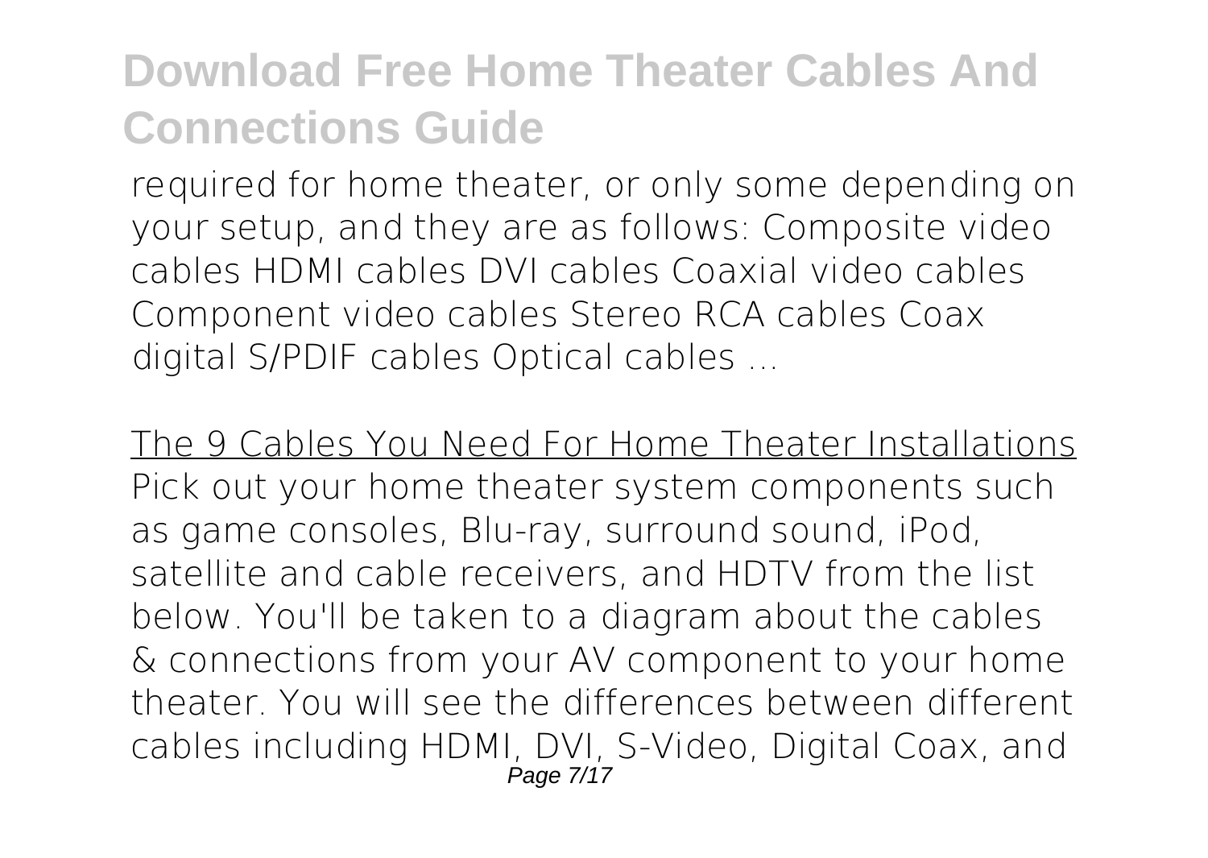required for home theater, or only some depending on your setup, and they are as follows: Composite video cables HDMI cables DVI cables Coaxial video cables Component video cables Stereo RCA cables Coax digital S/PDIF cables Optical cables ...

The 9 Cables You Need For Home Theater Installations

Pick out your home theater system components such as game consoles, Blu-ray, surround sound, iPod, satellite and cable receivers, and HDTV from the list below. You'll be taken to a diagram about the cables & connections from your AV component to your home theater. You will see the differences between different cables including HDMI, DVI, S-Video, Digital Coax, and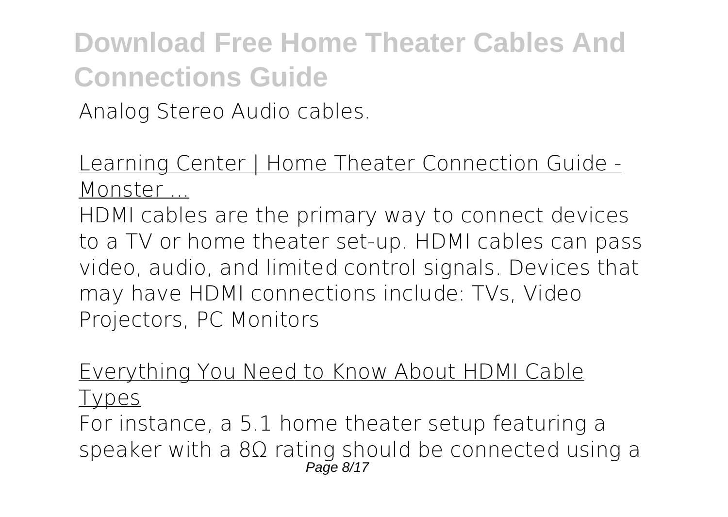Analog Stereo Audio cables.

Learning Center | Home Theater Connection Guide - Monster ...

HDMI cables are the primary way to connect devices to a TV or home theater set-up. HDMI cables can pass video, audio, and limited control signals. Devices that may have HDMI connections include: TVs, Video Projectors, PC Monitors

Everything You Need to Know About HDMI Cable Types

For instance, a 5.1 home theater setup featuring a speaker with a 8Ω rating should be connected using a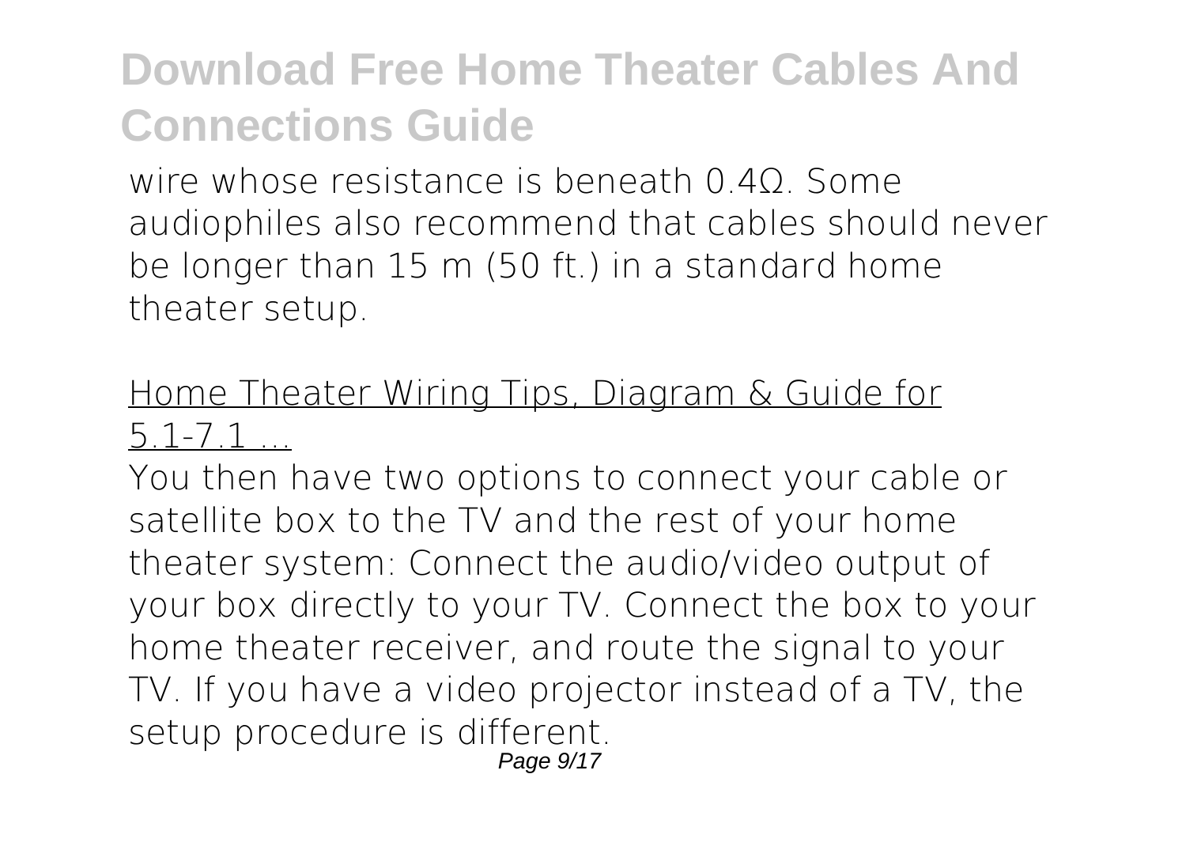wire whose resistance is beneath 0.4Ω. Some audiophiles also recommend that cables should never be longer than 15 m (50 ft.) in a standard home theater setup.

Home Theater Wiring Tips, Diagram & Guide for 5.1-7.1 ...

You then have two options to connect your cable or satellite box to the TV and the rest of your home theater system: Connect the audio/video output of your box directly to your TV. Connect the box to your home theater receiver, and route the signal to your TV. If you have a video projector instead of a TV, the setup procedure is different.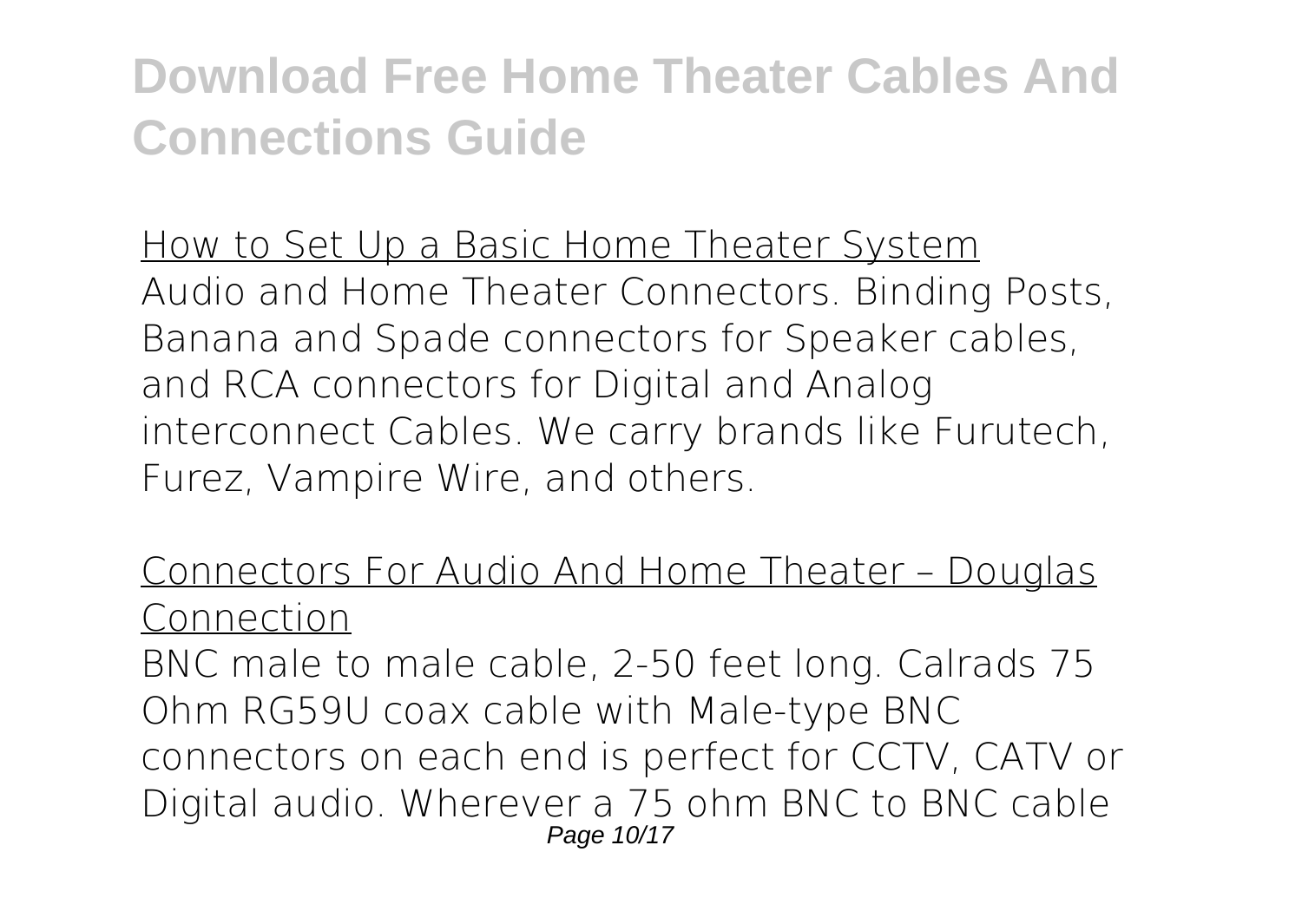How to Set Up a Basic Home Theater System

Audio and Home Theater Connectors. Binding Posts, Banana and Spade connectors for Speaker cables, and RCA connectors for Digital and Analog interconnect Cables. We carry brands like Furutech, Furez, Vampire Wire, and others.

Connectors For Audio And Home Theater – Douglas Connection

BNC male to male cable, 2-50 feet long. Calrads 75 Ohm RG59U coax cable with Male-type BNC connectors on each end is perfect for CCTV, CATV or Digital audio. Wherever a 75 ohm BNC to BNC cable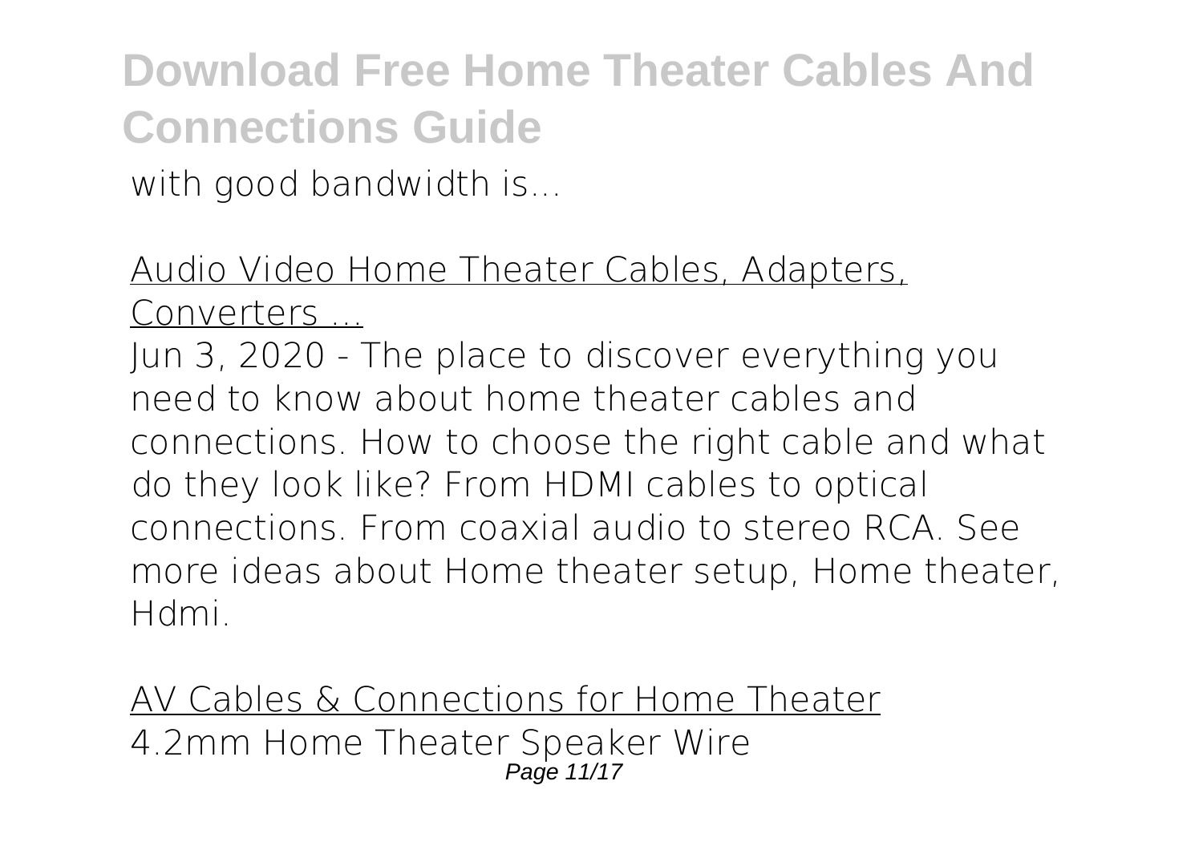with good bandwidth is...

Audio Video Home Theater Cables, Adapters, Converters ...

Jun 3, 2020 - The place to discover everything you need to know about home theater cables and connections. How to choose the right cable and what do they look like? From HDMI cables to optical connections. From coaxial audio to stereo RCA. See more ideas about Home theater setup, Home theater, Hdmi.

AV Cables & Connections for Home Theater

4.2mm Home Theater Speaker Wire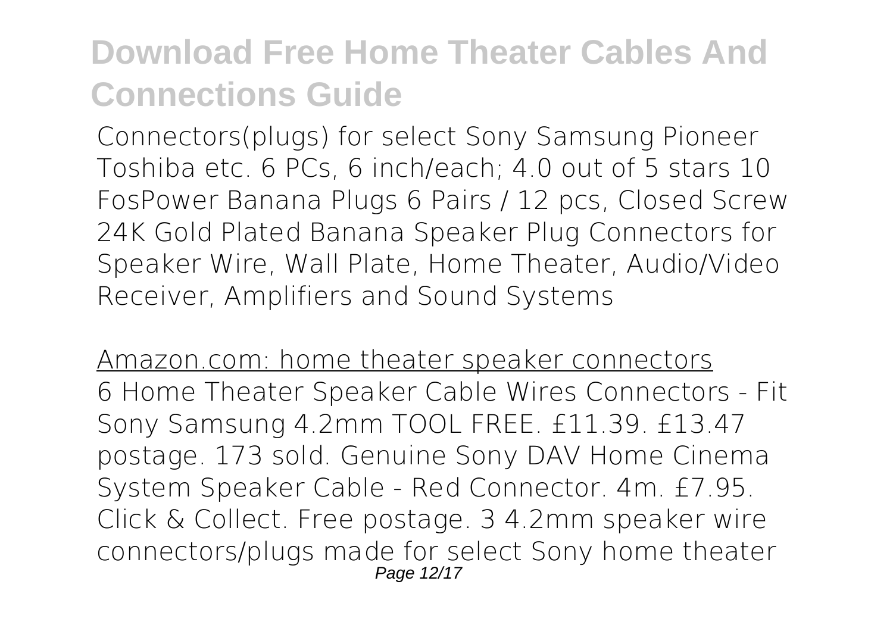Connectors(plugs) for select Sony Samsung Pioneer Toshiba etc. 6 PCs, 6 inch/each; 4.0 out of 5 stars 10 FosPower Banana Plugs 6 Pairs / 12 pcs, Closed Screw 24K Gold Plated Banana Speaker Plug Connectors for Speaker Wire, Wall Plate, Home Theater, Audio/Video Receiver, Amplifiers and Sound Systems

Amazon.com: home theater speaker connectors

6 Home Theater Speaker Cable Wires Connectors - Fit Sony Samsung 4.2mm TOOL FREE. £11.39. £13.47 postage. 173 sold. Genuine Sony DAV Home Cinema System Speaker Cable - Red Connector. 4m. £7.95. Click & Collect. Free postage. 3 4.2mm speaker wire connectors/plugs made for select Sony home theater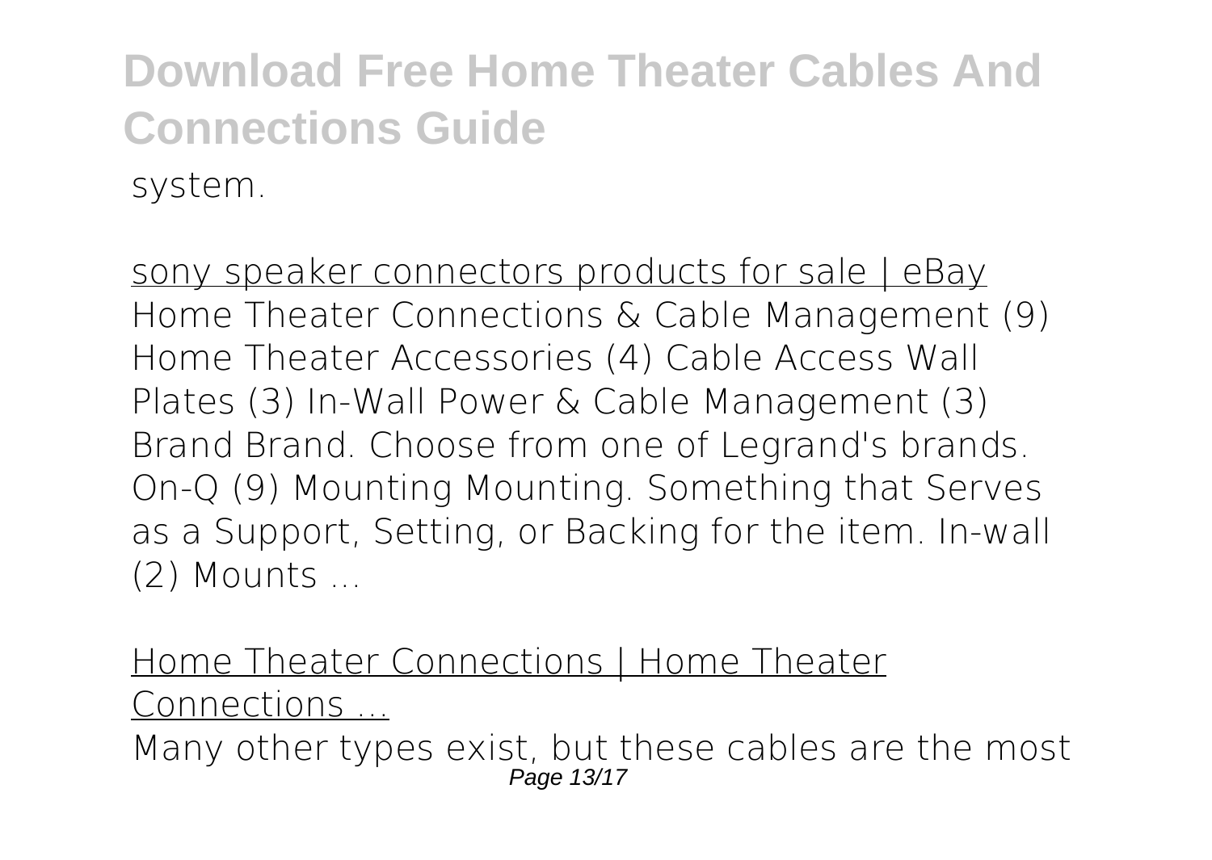system.

sony speaker connectors products for sale | eBay
Home Theater Connections & Cable Management (9) Home Theater Accessories (4) Cable Access Wall Plates (3) In-Wall Power & Cable Management (3) Brand Brand. Choose from one of Legrand's brands. On-Q (9) Mounting Mounting. Something that Serves as a Support, Setting, or Backing for the item. In-wall (2) Mounts ...

Home Theater Connections | Home Theater Connections ...

Many other types exist, but these cables are the most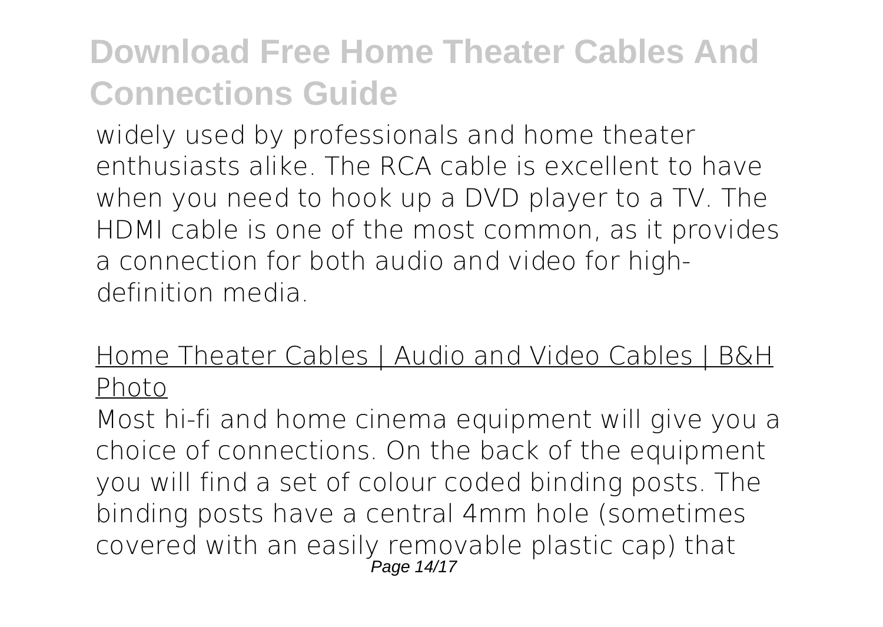widely used by professionals and home theater enthusiasts alike. The RCA cable is excellent to have when you need to hook up a DVD player to a TV. The HDMI cable is one of the most common, as it provides a connection for both audio and video for high-definition media.

## Home Theater Cables | Audio and Video Cables | B&H Photo

Most hi-fi and home cinema equipment will give you a choice of connections. On the back of the equipment you will find a set of colour coded binding posts. The binding posts have a central 4mm hole (sometimes covered with an easily removable plastic cap) that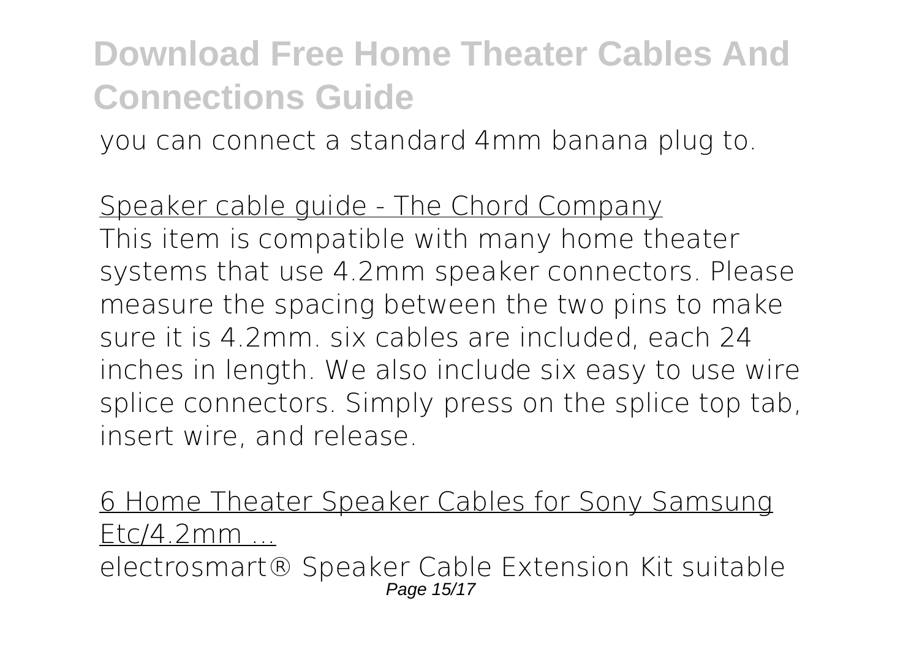you can connect a standard 4mm banana plug to.

Speaker cable guide - The Chord Company

This item is compatible with many home theater systems that use 4.2mm speaker connectors. Please measure the spacing between the two pins to make sure it is 4.2mm. six cables are included, each 24 inches in length. We also include six easy to use wire splice connectors. Simply press on the splice top tab, insert wire, and release.

6 Home Theater Speaker Cables for Sony Samsung Etc/4.2mm ...

electrosmart® Speaker Cable Extension Kit suitable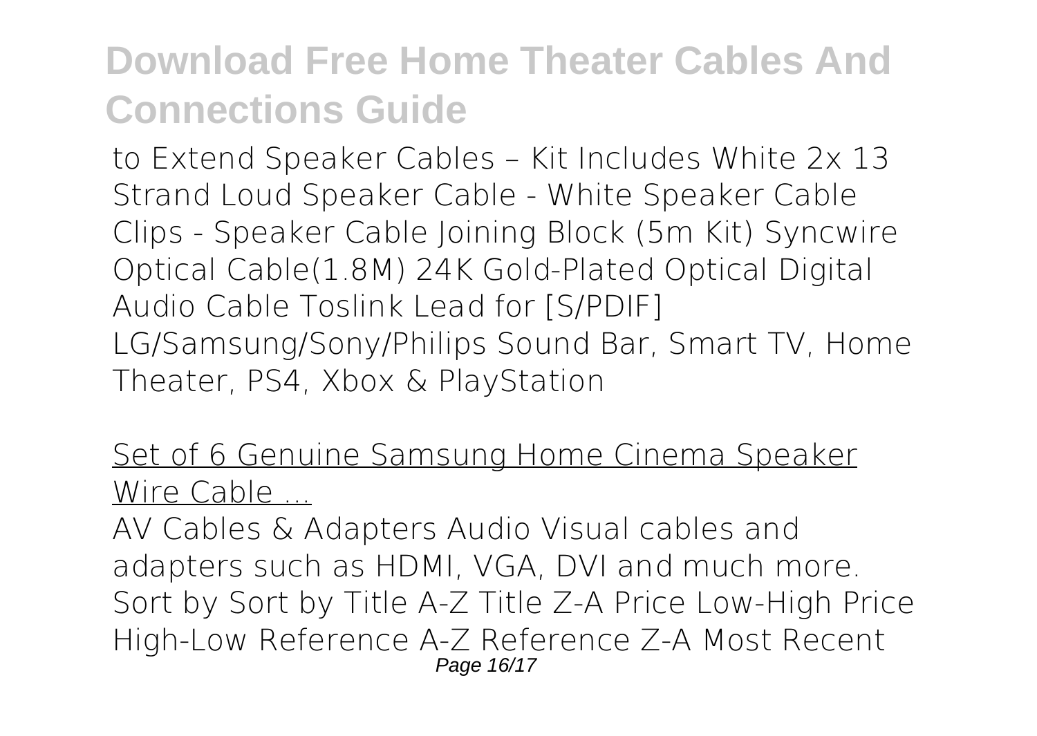to Extend Speaker Cables – Kit Includes White 2x 13 Strand Loud Speaker Cable - White Speaker Cable Clips - Speaker Cable Joining Block (5m Kit) Syncwire Optical Cable(1.8M) 24K Gold-Plated Optical Digital Audio Cable Toslink Lead for [S/PDIF] LG/Samsung/Sony/Philips Sound Bar, Smart TV, Home Theater, PS4, Xbox & PlayStation

Set of 6 Genuine Samsung Home Cinema Speaker Wire Cable ...

AV Cables & Adapters Audio Visual cables and adapters such as HDMI, VGA, DVI and much more. Sort by Sort by Title A-Z Title Z-A Price Low-High Price High-Low Reference A-Z Reference Z-A Most Recent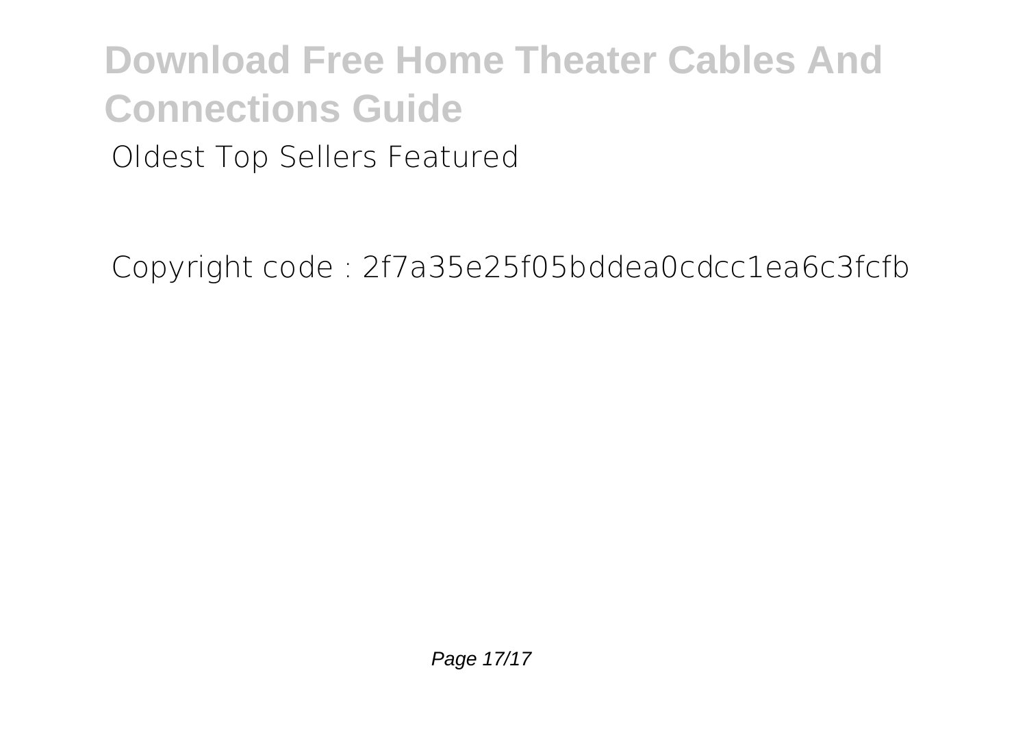Oldest Top Sellers Featured

Copyright code : 2f7a35e25f05bddea0cdcc1ea6c3fcfb